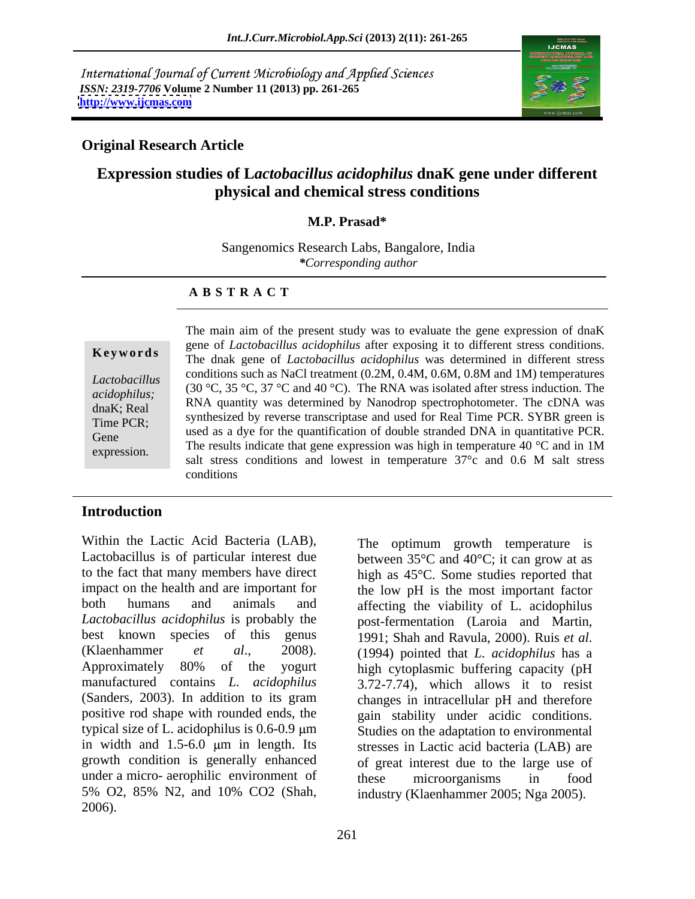International Journal of Current Microbiology and Applied Sciences
*ISSN: 2319-7706* **Volume 2 Number 11 (2013) pp. 261-265**
**http://www.ijcmas.com**

**Original Research Article**

# Expression studies of L*actobacillus acidophilus* dnaK gene under different physical and chemical stress conditions

**M.P. Prasad***

Sangenomics Research Labs, Bangalore, India
**Corresponding author*

**A B S T R A C T**

**Keywords**

*Lactobacillus acidophilus;* dnaK; Real Time PCR; Gene expression.

The main aim of the present study was to evaluate the gene expression of dnaK gene of *Lactobacillus acidophilus* after exposing it to different stress conditions. The dnak gene of *Lactobacillus acidophilus* was determined in different stress conditions such as NaCl treatment (0.2M, 0.4M, 0.6M, 0.8M and 1M) temperatures (30 °C, 35 °C, 37 °C and 40 °C). The RNA was isolated after stress induction. The RNA quantity was determined by Nanodrop spectrophotometer. The cDNA was synthesized by reverse transcriptase and used for Real Time PCR. SYBR green is used as a dye for the quantification of double stranded DNA in quantitative PCR. The results indicate that gene expression was high in temperature 40 °C and in 1M salt stress conditions and lowest in temperature 37°c and 0.6 M salt stress conditions

## Introduction

Within the Lactic Acid Bacteria (LAB), Lactobacillus is of particular interest due to the fact that many members have direct impact on the health and are important for both humans and animals and *Lactobacillus acidophilus* is probably the best known species of this genus (Klaenhammer *et al.*, 2008). Approximately 80% of the yogurt manufactured contains *L. acidophilus* (Sanders, 2003). In addition to its gram positive rod shape with rounded ends, the typical size of L. acidophilus is 0.6-0.9 μm in width and 1.5-6.0 μm in length. Its growth condition is generally enhanced under a micro- aerophilic environment of 5% O2, 85% N2, and 10% CO2 (Shah, 2006).

The optimum growth temperature is between 35°C and 40°C; it can grow at as high as 45°C. Some studies reported that the low pH is the most important factor affecting the viability of L. acidophilus post-fermentation (Laroia and Martin, 1991; Shah and Ravula, 2000). Ruis *et al.* (1994) pointed that *L. acidophilus* has a high cytoplasmic buffering capacity (pH 3.72-7.74), which allows it to resist changes in intracellular pH and therefore gain stability under acidic conditions. Studies on the adaptation to environmental stresses in Lactic acid bacteria (LAB) are of great interest due to the large use of these microorganisms in food industry (Klaenhammer 2005; Nga 2005).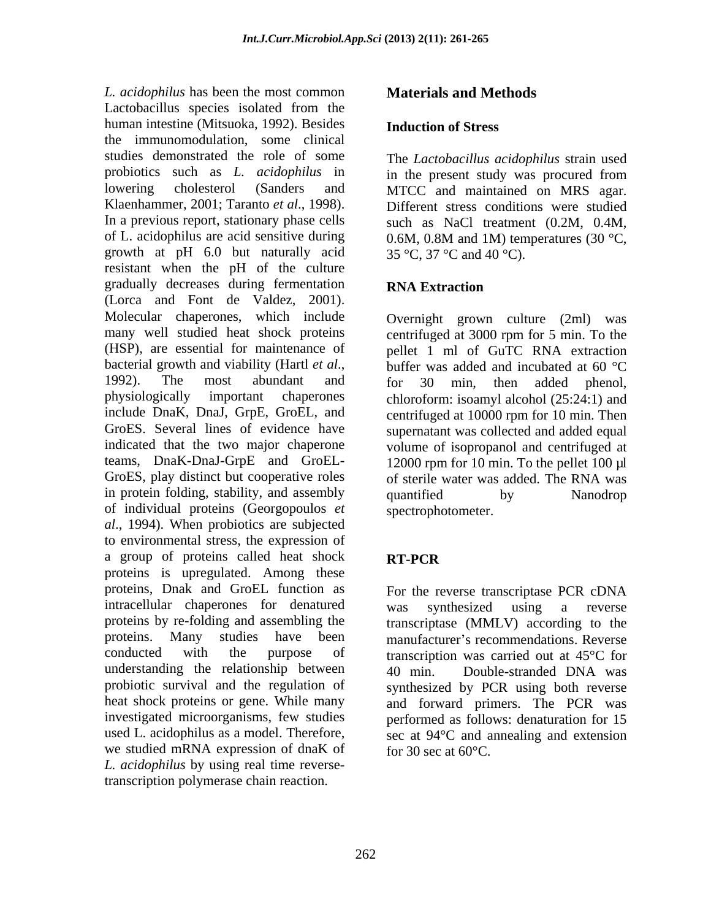*L. acidophilus* has been the most common Lactobacillus species isolated from the human intestine (Mitsuoka, 1992). Besides the immunomodulation, some clinical studies demonstrated the role of some probiotics such as *L. acidophilus* in lowering cholesterol (Sanders and Klaenhammer, 2001; Taranto *et al*., 1998). In a previous report, stationary phase cells of L. acidophilus are acid sensitive during growth at pH 6.0 but naturally acid resistant when the pH of the culture gradually decreases during fermentation (Lorca and Font de Valdez, 2001). Molecular chaperones, which include many well studied heat shock proteins (HSP), are essential for maintenance of bacterial growth and viability (Hartl *et al*., 1992). The most abundant and physiologically important chaperones include DnaK, DnaJ, GrpE, GroEL, and GroES. Several lines of evidence have indicated that the two major chaperone teams, DnaK-DnaJ-GrpE and GroEL-GroES, play distinct but cooperative roles in protein folding, stability, and assembly of individual proteins (Georgopoulos *et al*., 1994). When probiotics are subjected to environmental stress, the expression of a group of proteins called heat shock proteins is upregulated. Among these proteins, Dnak and GroEL function as intracellular chaperones for denatured proteins by re-folding and assembling the proteins. Many studies have been conducted with the purpose of understanding the relationship between probiotic survival and the regulation of heat shock proteins or gene. While many investigated microorganisms, few studies used L. acidophilus as a model. Therefore, we studied mRNA expression of dnaK of *L. acidophilus* by using real time reverse-transcription polymerase chain reaction.

## Materials and Methods

### Induction of Stress

The *Lactobacillus acidophilus* strain used in the present study was procured from MTCC and maintained on MRS agar. Different stress conditions were studied such as NaCl treatment (0.2M, 0.4M, 0.6M, 0.8M and 1M) temperatures (30 °C, 35 °C, 37 °C and 40 °C).

### RNA Extraction

Overnight grown culture (2ml) was centrifuged at 3000 rpm for 5 min. To the pellet 1 ml of GuTC RNA extraction buffer was added and incubated at 60 °C for 30 min, then added phenol, chloroform: isoamyl alcohol (25:24:1) and centrifuged at 10000 rpm for 10 min. Then supernatant was collected and added equal volume of isopropanol and centrifuged at 12000 rpm for 10 min. To the pellet 100 µl of sterile water was added. The RNA was quantified by Nanodrop spectrophotometer.

### RT-PCR

For the reverse transcriptase PCR cDNA was synthesized using a reverse transcriptase (MMLV) according to the manufacturer's recommendations. Reverse transcription was carried out at 45°C for 40 min. Double-stranded DNA was synthesized by PCR using both reverse and forward primers. The PCR was performed as follows: denaturation for 15 sec at 94°C and annealing and extension for 30 sec at 60°C.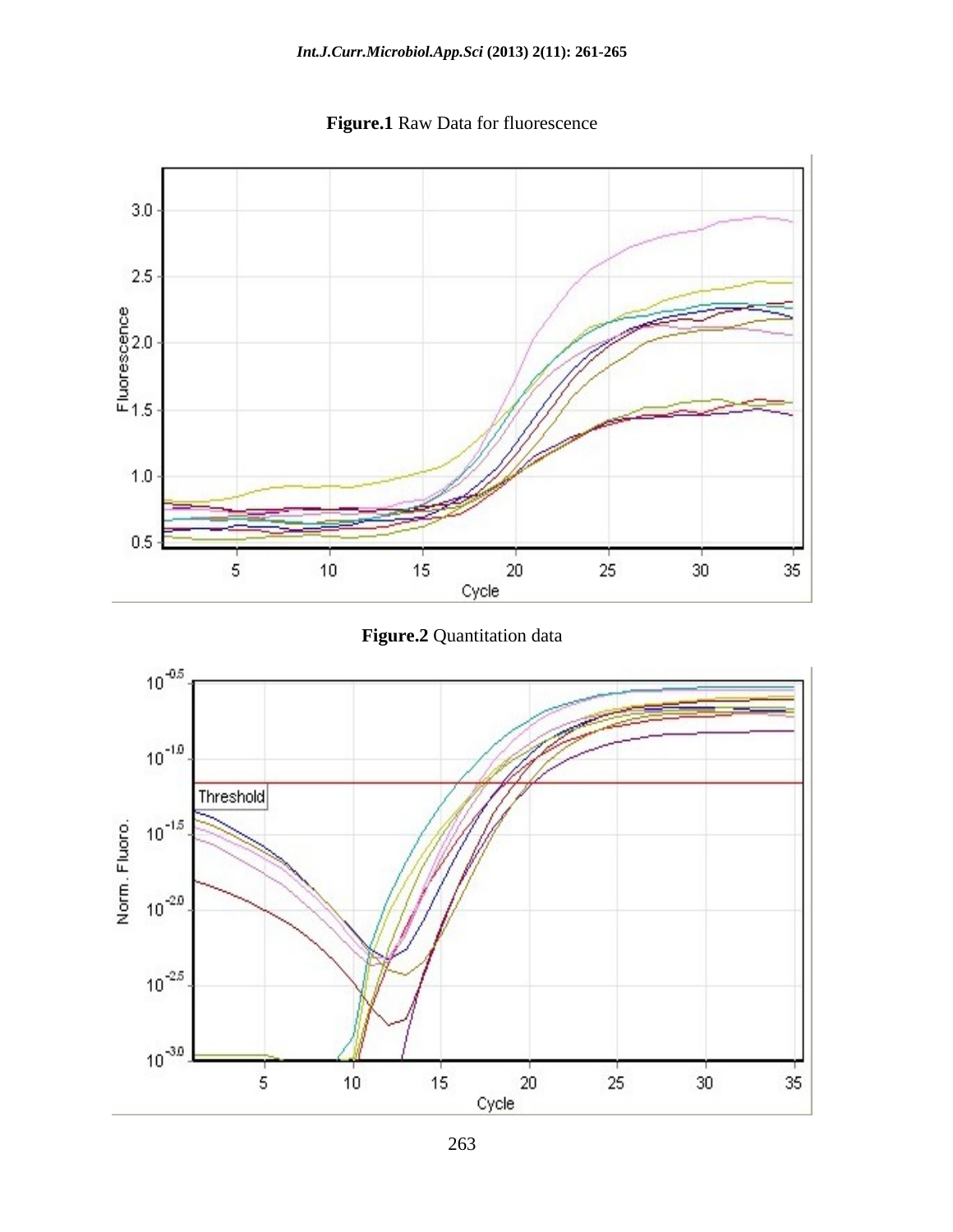**Figure.1** Raw Data for fluorescence

**Figure.2** Quantitation data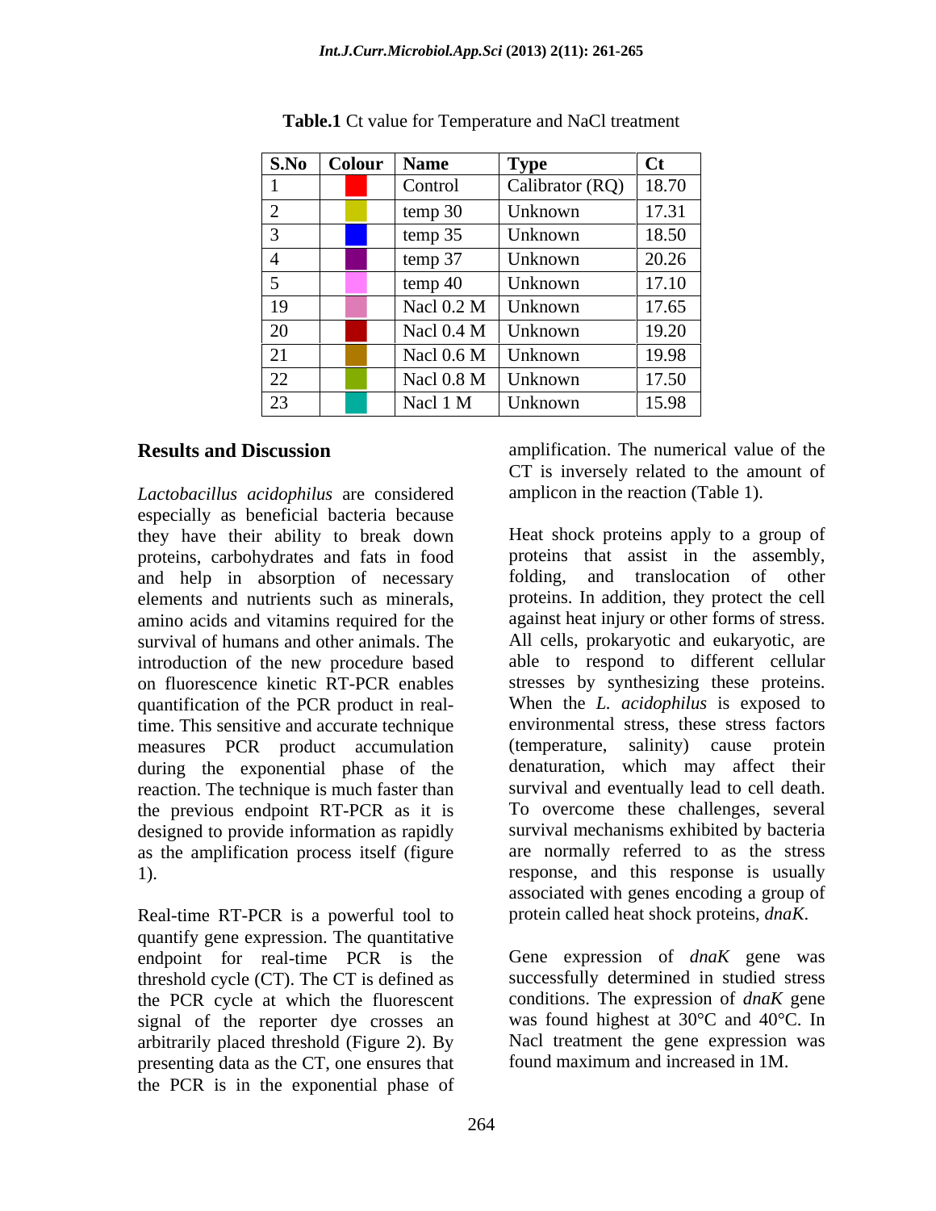**Table.1** Ct value for Temperature and NaCl treatment

| S.No | Colour | Name | Type | Ct |
|---|---|---|---|---|
| 1 | | Control | Calibrator (RQ) | 18.70 |
| 2 | | temp 30 | Unknown | 17.31 |
| 3 | | temp 35 | Unknown | 18.50 |
| 4 | | temp 37 | Unknown | 20.26 |
| 5 | | temp 40 | Unknown | 17.10 |
| 19 | | Nacl 0.2 M | Unknown | 17.65 |
| 20 | | Nacl 0.4 M | Unknown | 19.20 |
| 21 | | Nacl 0.6 M | Unknown | 19.98 |
| 22 | | Nacl 0.8 M | Unknown | 17.50 |
| 23 | | Nacl 1 M | Unknown | 15.98 |

## Results and Discussion

*Lactobacillus acidophilus* are considered especially as beneficial bacteria because they have their ability to break down proteins, carbohydrates and fats in food and help in absorption of necessary elements and nutrients such as minerals, amino acids and vitamins required for the survival of humans and other animals. The introduction of the new procedure based on fluorescence kinetic RT-PCR enables quantification of the PCR product in real-time. This sensitive and accurate technique measures PCR product accumulation during the exponential phase of the reaction. The technique is much faster than the previous endpoint RT-PCR as it is designed to provide information as rapidly as the amplification process itself (figure 1).

Real-time RT-PCR is a powerful tool to quantify gene expression. The quantitative endpoint for real-time PCR is the threshold cycle (CT). The CT is defined as the PCR cycle at which the fluorescent signal of the reporter dye crosses an arbitrarily placed threshold (Figure 2). By presenting data as the CT, one ensures that the PCR is in the exponential phase of amplification. The numerical value of the CT is inversely related to the amount of amplicon in the reaction (Table 1).

Heat shock proteins apply to a group of proteins that assist in the assembly, folding, and translocation of other proteins. In addition, they protect the cell against heat injury or other forms of stress. All cells, prokaryotic and eukaryotic, are able to respond to different cellular stresses by synthesizing these proteins. When the *L. acidophilus* is exposed to environmental stress, these stress factors (temperature, salinity) cause protein denaturation, which may affect their survival and eventually lead to cell death. To overcome these challenges, several survival mechanisms exhibited by bacteria are normally referred to as the stress response, and this response is usually associated with genes encoding a group of protein called heat shock proteins, *dnaK*.

Gene expression of *dnaK* gene was successfully determined in studied stress conditions. The expression of *dnaK* gene was found highest at 30°C and 40°C. In Nacl treatment the gene expression was found maximum and increased in 1M.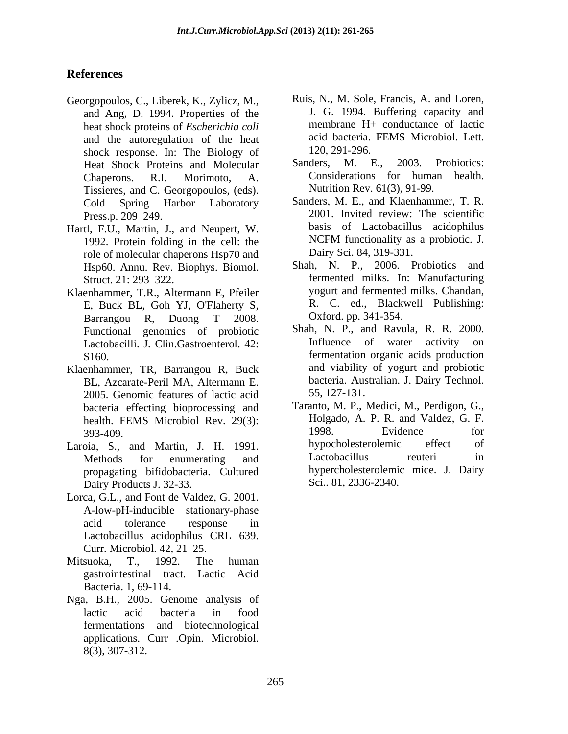## References

Georgopoulos, C., Liberek, K., Zylicz, M., and Ang, D. 1994. Properties of the heat shock proteins of *Escherichia coli* and the autoregulation of the heat shock response. In: The Biology of Heat Shock Proteins and Molecular Chaperons. R.I. Morimoto, A. Tissieres, and C. Georgopoulos, (eds). Cold Spring Harbor Laboratory Press.p. 209–249.

Hartl, F.U., Martin, J., and Neupert, W. 1992. Protein folding in the cell: the role of molecular chaperons Hsp70 and Hsp60. Annu. Rev. Biophys. Biomol. Struct. 21: 293–322.

Klaenhammer, T.R., Altermann E, Pfeiler E, Buck BL, Goh YJ, O'Flaherty S, Barrangou R, Duong T 2008. Functional genomics of probiotic Lactobacilli. J. Clin.Gastroenterol. 42: S160.

Klaenhammer, TR, Barrangou R, Buck BL, Azcarate-Peril MA, Altermann E. 2005. Genomic features of lactic acid bacteria effecting bioprocessing and health. FEMS Microbiol Rev. 29(3): 393-409.

Laroia, S., and Martin, J. H. 1991. Methods for enumerating and propagating bifidobacteria. Cultured Dairy Products J. 32-33.

Lorca, G.L., and Font de Valdez, G. 2001. A-low-pH-inducible stationary-phase acid tolerance response in Lactobacillus acidophilus CRL 639. Curr. Microbiol. 42, 21–25.

Mitsuoka, T., 1992. The human gastrointestinal tract. Lactic Acid Bacteria. 1, 69-114.

Nga, B.H., 2005. Genome analysis of lactic acid bacteria in food fermentations and biotechnological applications. Curr .Opin. Microbiol. 8(3), 307-312.

Ruis, N., M. Sole, Francis, A. and Loren, J. G. 1994. Buffering capacity and membrane H+ conductance of lactic acid bacteria. FEMS Microbiol. Lett. 120, 291-296.

Sanders, M. E., 2003. Probiotics: Considerations for human health. Nutrition Rev. 61(3), 91-99.

Sanders, M. E., and Klaenhammer, T. R. 2001. Invited review: The scientific basis of Lactobacillus acidophilus NCFM functionality as a probiotic. J. Dairy Sci. 84, 319-331.

Shah, N. P., 2006. Probiotics and fermented milks. In: Manufacturing yogurt and fermented milks. Chandan, R. C. ed., Blackwell Publishing: Oxford. pp. 341-354.

Shah, N. P., and Ravula, R. R. 2000. Influence of water activity on fermentation organic acids production and viability of yogurt and probiotic bacteria. Australian. J. Dairy Technol. 55, 127-131.

Taranto, M. P., Medici, M., Perdigon, G., Holgado, A. P. R. and Valdez, G. F. 1998. Evidence for hypocholesterolemic effect of Lactobacillus reuteri in hypercholesterolemic mice. J. Dairy Sci.. 81, 2336-2340.